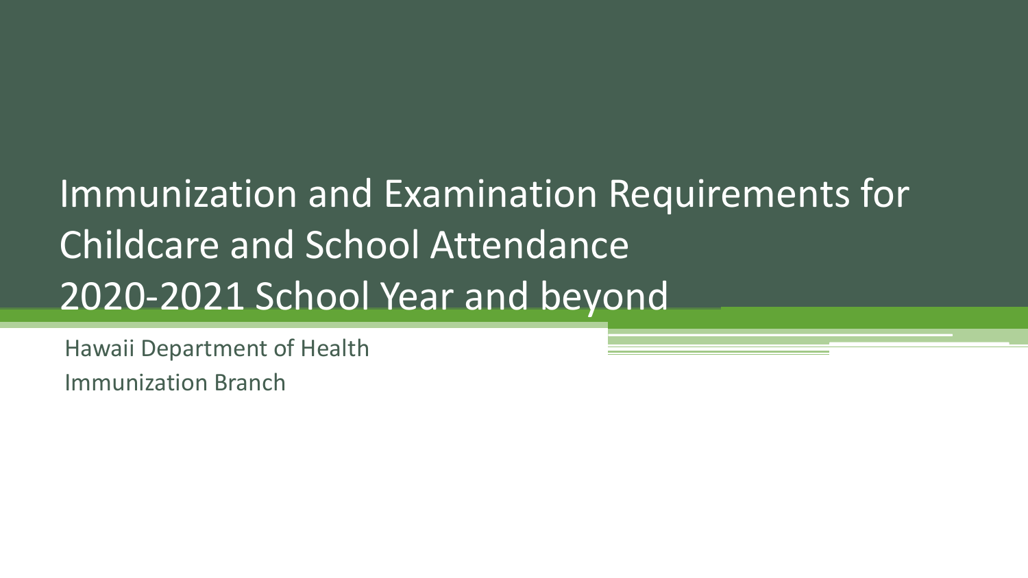# Immunization and Examination Requirements for Childcare and School Attendance 2020-2021 School Year and beyond

Hawaii Department of Health

Immunization Branch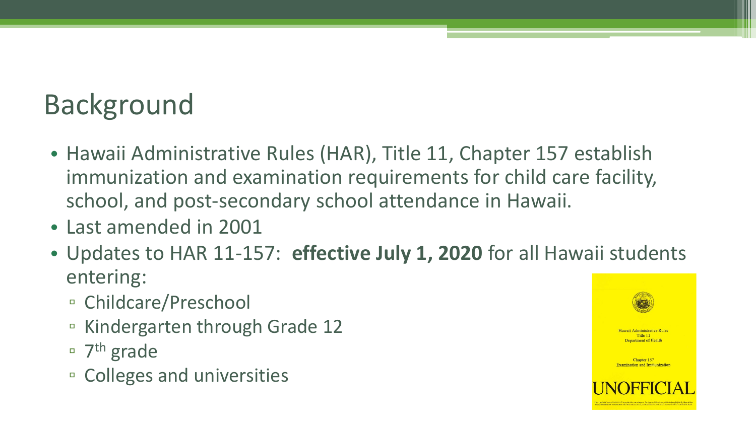# Background

- Hawaii Administrative Rules (HAR), Title 11, Chapter 157 establish immunization and examination requirements for child care facility, school, and post-secondary school attendance in Hawaii.
- Last amended in 2001
- Updates to HAR 11-157: **effective July 1, 2020** for all Hawaii students entering:
  - Childcare/Preschool
  - Kindergarten through Grade 12
  - 7th grade
  - Colleges and universities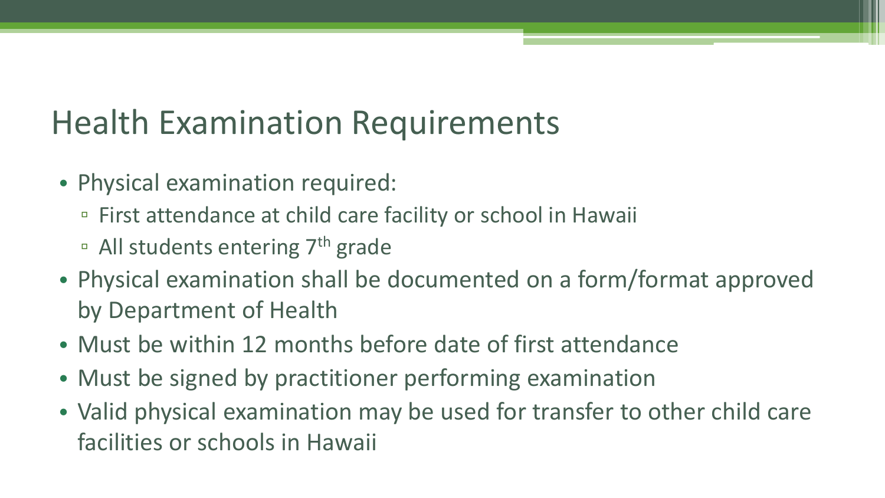# Health Examination Requirements

- Physical examination required:
  - First attendance at child care facility or school in Hawaii
  - All students entering 7th grade
- Physical examination shall be documented on a form/format approved by Department of Health
- Must be within 12 months before date of first attendance
- Must be signed by practitioner performing examination
- Valid physical examination may be used for transfer to other child care facilities or schools in Hawaii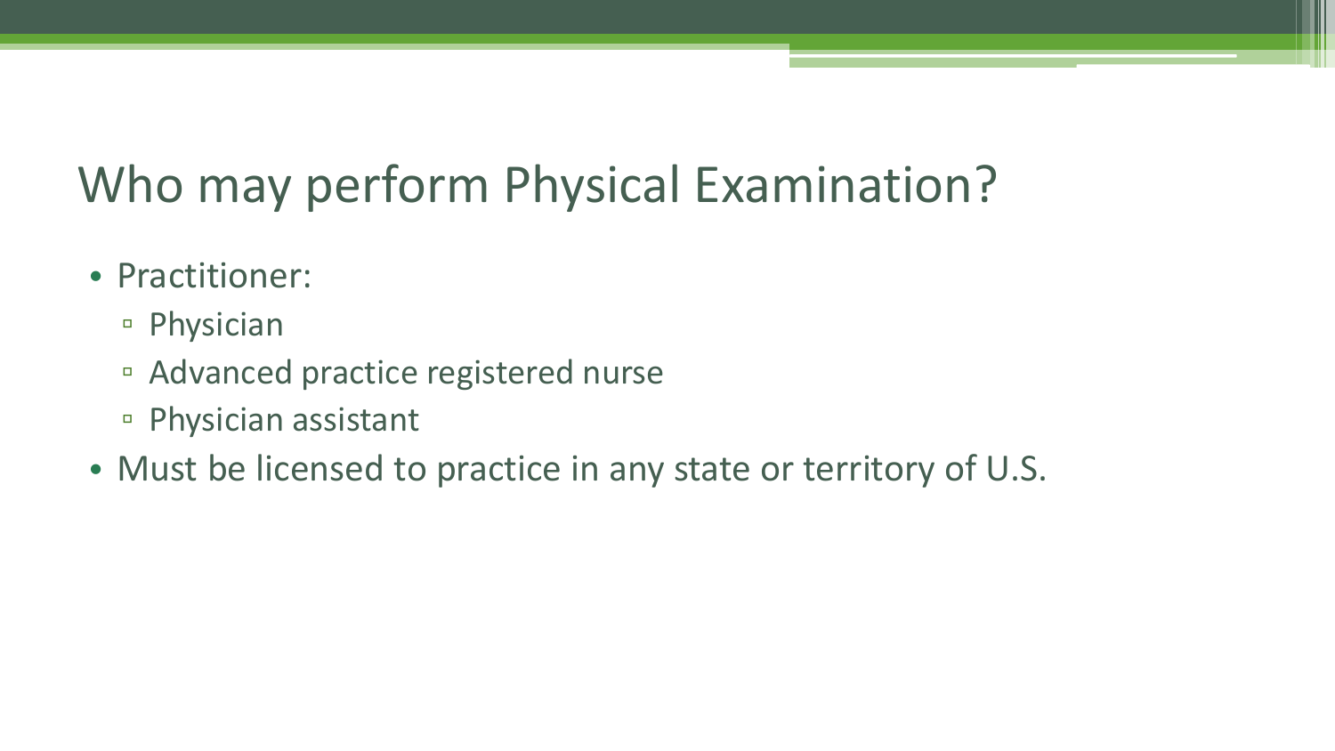# Who may perform Physical Examination?

- Practitioner:
  - Physician
  - Advanced practice registered nurse
  - Physician assistant
- Must be licensed to practice in any state or territory of U.S.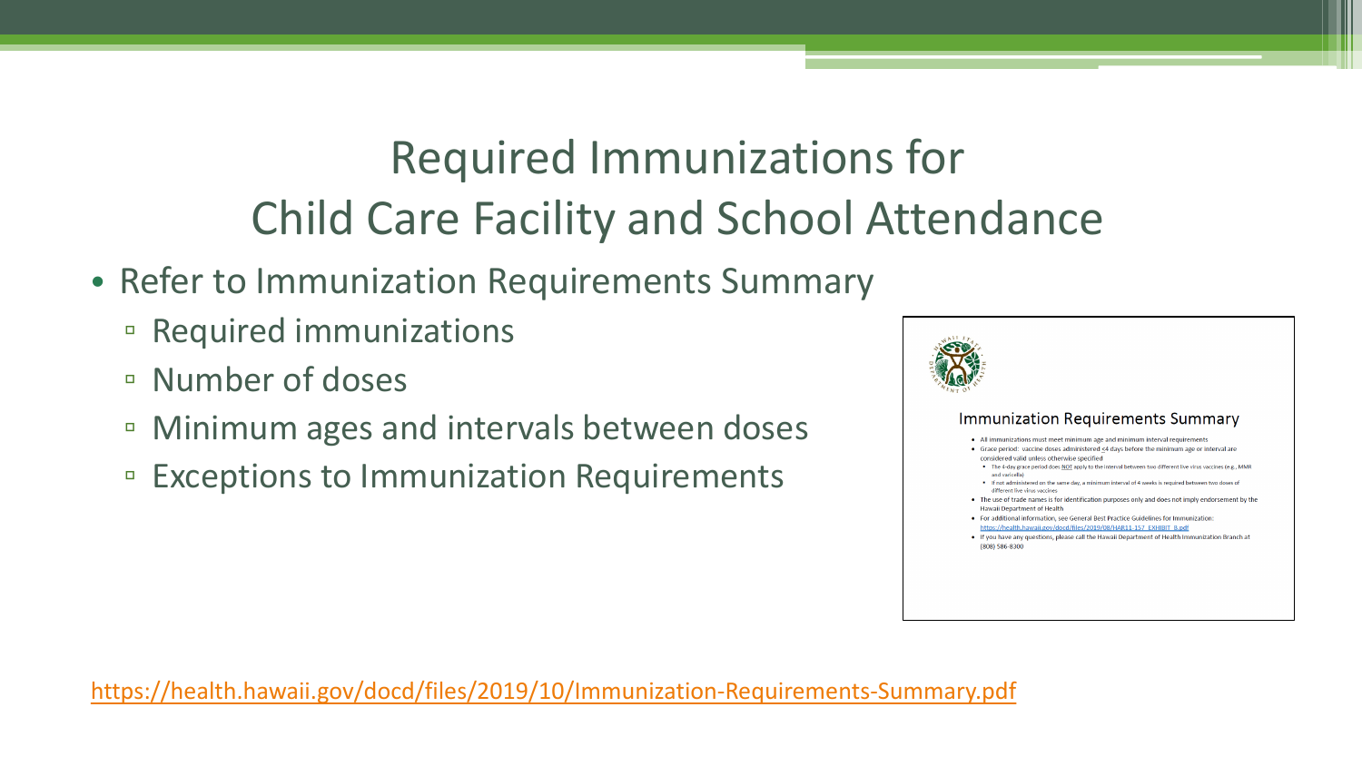# Required Immunizations for Child Care Facility and School Attendance

- Refer to Immunization Requirements Summary
  - Required immunizations
  - Number of doses
  - Minimum ages and intervals between doses
  - Exceptions to Immunization Requirements

**Immunization Requirements Summary**

- All immunizations must meet minimum age and minimum interval requirements
- Grace period: vaccine doses administered ≤4 days before the minimum age or interval are considered valid unless otherwise specified
  - The 4-day grace period does NOT apply to the interval between two different live virus vaccines (e.g., MMR and varicella)
  - If not administered on the same day, a minimum interval of 4 weeks is required between two doses of different live virus vaccines
- The use of trade names is for identification purposes only and does not imply endorsement by the Hawaii Department of Health
- For additional information, see General Best Practice Guidelines for Immunization: https://health.hawaii.gov/docd/files/2019/08/HAR11-157_EXHIBIT_B.pdf
- If you have any questions, please call the Hawaii Department of Health Immunization Branch at (808) 586-8300

https://health.hawaii.gov/docd/files/2019/10/Immunization-Requirements-Summary.pdf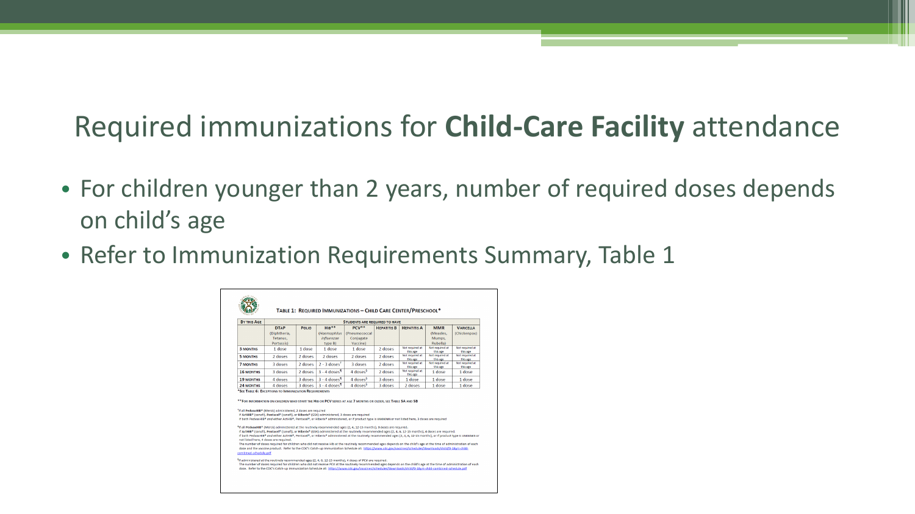# Required immunizations for **Child-Care Facility** attendance

- For children younger than 2 years, number of required doses depends on child's age
- Refer to Immunization Requirements Summary, Table 1

**TABLE 1: REQUIRED IMMUNIZATIONS – CHILD CARE CENTER/PRESCHOOL***

| BY THIS AGE | STUDENTS ARE REQUIRED TO HAVE | | | | | | | |
|---|---|---|---|---|---|---|---|---|
| | DTAP (Diphtheria, Tetanus, Pertussis) | POLIO | HIB** (*Haemophilus influenzae* type B) | PCV** (Pneumococcal Conjugate Vaccine) | HEPATITIS B | HEPATITIS A | MMR (Measles, Mumps, Rubella) | VARICELLA (Chickenpox) |
| 3 MONTHS | 1 dose | 1 dose | 1 dose | 1 dose | 2 doses | Not required at this age | Not required at this age | Not required at this age |
| 5 MONTHS | 2 doses | 2 doses | 2 doses | 2 doses | 2 doses | Not required at this age | Not required at this age | Not required at this age |
| 7 MONTHS | 3 doses | 2 doses | 2 - 3 doses[†] | 3 doses | 2 doses | Not required at this age | Not required at this age | Not required at this age |
| 16 MONTHS | 3 doses | 2 doses | 3 - 4 doses[¶] | 4 doses[§] | 2 doses | Not required at this age | 1 dose | 1 dose |
| 19 MONTHS | 4 doses | 3 doses | 3 - 4 doses[¶] | 4 doses[§] | 3 doses | 1 dose | 1 dose | 1 dose |
| 24 MONTHS | 4 doses | 3 doses | 3 - 4 doses[¶] | 4 doses[§] | 3 doses | 2 doses | 1 dose | 1 dose |

*SEE TABLE 6: EXCEPTIONS TO IMMUNIZATION REQUIREMENTS

**FOR INFORMATION ON CHILDREN WHO START THE HIB OR PCV SERIES AT AGE 7 MONTHS OR OLDER, SEE TABLE 5A AND 5B

[†] If all PedvaxHIB® (Merck) administered, 2 doses are required
If ActHIB® (sanofi), Pentacel® (sanofi), or Hiberix® (GSK) administered, 3 doses are required
If both PedvaxHIB® and either ActHIB®, Pentacel®, or Hiberix® administered, or if product type is unknown or not listed here, 3 doses are required

[¶] If all PedvaxHIB® (Merck) administered at the routinely recommended ages (2, 4, 12-15 months), 3 doses are required.
If ActHIB® (sanofi), Pentacel® (sanofi), or Hiberix® (GSK) administered at the routinely recommended ages (2, 4, 6, 12-15 months), 4 doses are required.
If both PedvaxHIB® and either ActHIB®, Pentacel®, or Hiberix® administered at the routinely recommended ages (2, 4, 6, 12-15 months), or if product type is unknown or not listed here, 4 doses are required.
The number of doses required for children who did not receive Hib at the routinely recommended ages depends on the child's age at the time of administration of each dose and the vaccine product. Refer to the CDC's Catch-up Immunization Schedule at: https://www.cdc.gov/vaccines/schedules/downloads/child/0-18yrs-child-combined-schedule.pdf

[§] If administered at the routinely recommended ages (2, 4, 6, 12-15 months), 4 doses of PCV are required.
The number of doses required for children who did not receive PCV at the routinely recommended ages depends on the child's age at the time of administration of each dose. Refer to the CDC's Catch-up Immunization Schedule at: https://www.cdc.gov/vaccines/schedules/downloads/child/0-18yrs-child-combined-schedule.pdf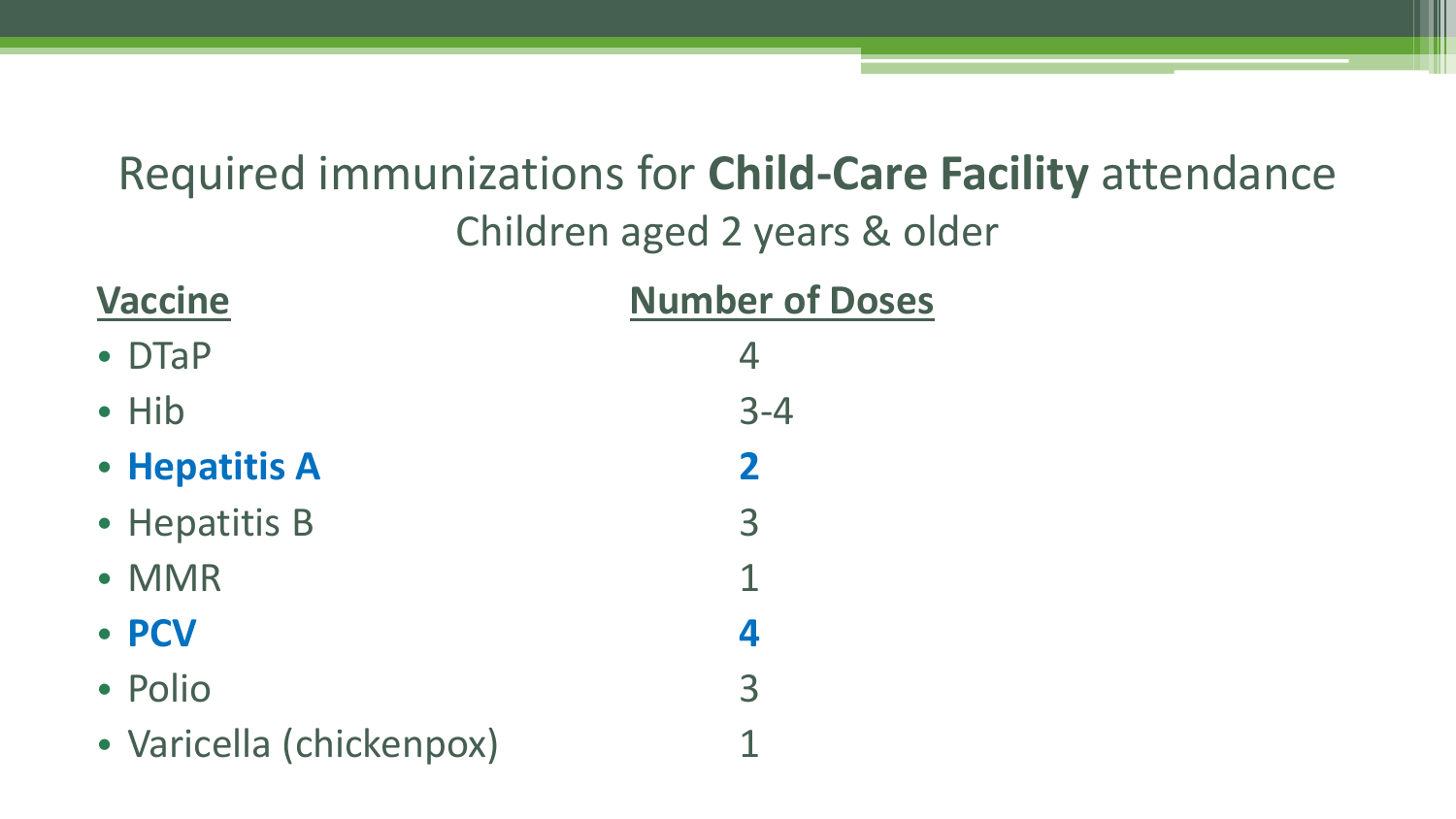# Required immunizations for **Child-Care Facility** attendance

## Children aged 2 years & older

| Vaccine | Number of Doses |
|---|---|
| DTaP | 4 |
| Hib | 3-4 |
| **Hepatitis A** | **2** |
| Hepatitis B | 3 |
| MMR | 1 |
| **PCV** | **4** |
| Polio | 3 |
| Varicella (chickenpox) | 1 |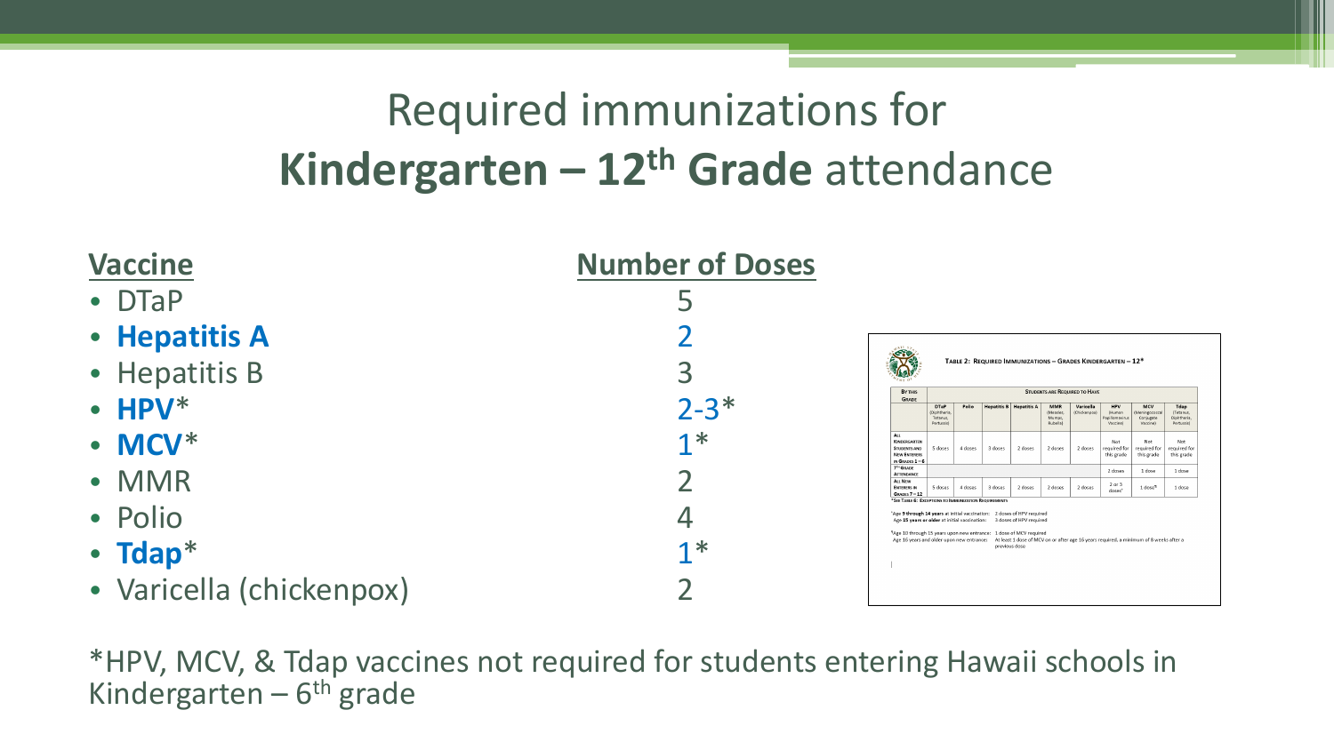# Required immunizations for **Kindergarten – 12th Grade** attendance

| **Vaccine** | **Number of Doses** |
|---|---|
| DTaP | 5 |
| **Hepatitis A** | 2 |
| Hepatitis B | 3 |
| **HPV***| 2-3* |
| **MCV*** | 1* |
| MMR | 2 |
| Polio | 4 |
| **Tdap*** | 1* |
| Varicella (chickenpox) | 2 |

**Table 2: Required Immunizations – Grades Kindergarten – 12***

| By this Grade | DTaP (Diphtheria, Tetanus, Pertussis) | Polio | Hepatitis B | Hepatitis A | MMR (Measles, Mumps, Rubella) | Varicella (Chickenpox) | HPV (Human Papillomavirus Vaccine) | MCV (Meningococcal Conjugate Vaccine) | Tdap (Tetanus, Diphtheria, Pertussis) |
|---|---|---|---|---|---|---|---|---|---|
| | Students are required to have | | | | | | | | |
| All Kindergarten students and new entrants in grades 1 – 6 | 5 doses | 4 doses | 3 doses | 2 doses | 2 doses | 2 doses | Not required for this grade | Not required for this grade | Not required for this grade |
| 7th Grade attendance | | | | | | | 2 doses | 1 dose | 1 dose |
| All new entrants in grades 7 – 12 | 5 doses | 4 doses | 3 doses | 2 doses | 2 doses | 2 doses | 2 or 3 doses[a] | 1 dose[b] | 1 dose |

*See Table 6: Exceptions to Immunization Requirements

[a]Age 9 through 14 years at initial vaccination: 2 doses of HPV required
Age 15 years or older at initial vaccination: 3 doses of HPV required

[b]Age 10 through 15 years upon new entrance: 1 dose of MCV required
Age 16 years and older upon new entrance: At least 1 dose of MCV on or after age 16 years required, a minimum of 8 weeks after a previous dose

*HPV, MCV, & Tdap vaccines not required for students entering Hawaii schools in Kindergarten – 6th grade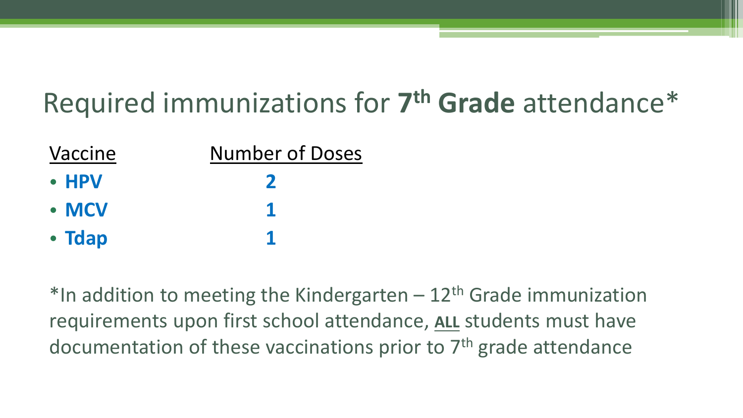# Required immunizations for **7th Grade** attendance*

| Vaccine | Number of Doses |
| --- | --- |
| **HPV** | **2** |
| **MCV** | **1** |
| **Tdap** | **1** |

*In addition to meeting the Kindergarten – 12th Grade immunization requirements upon first school attendance, **ALL** students must have documentation of these vaccinations prior to 7th grade attendance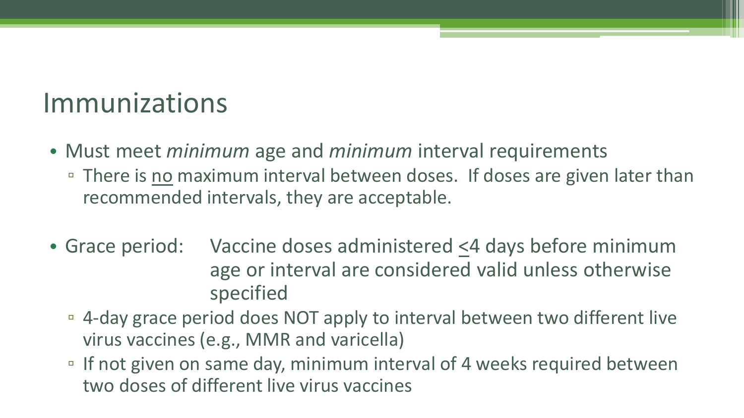# Immunizations

- Must meet *minimum* age and *minimum* interval requirements
  - There is <u>no</u> maximum interval between doses. If doses are given later than recommended intervals, they are acceptable.

- Grace period: Vaccine doses administered ≤4 days before minimum age or interval are considered valid unless otherwise specified
  - 4-day grace period does NOT apply to interval between two different live virus vaccines (e.g., MMR and varicella)
  - If not given on same day, minimum interval of 4 weeks required between two doses of different live virus vaccines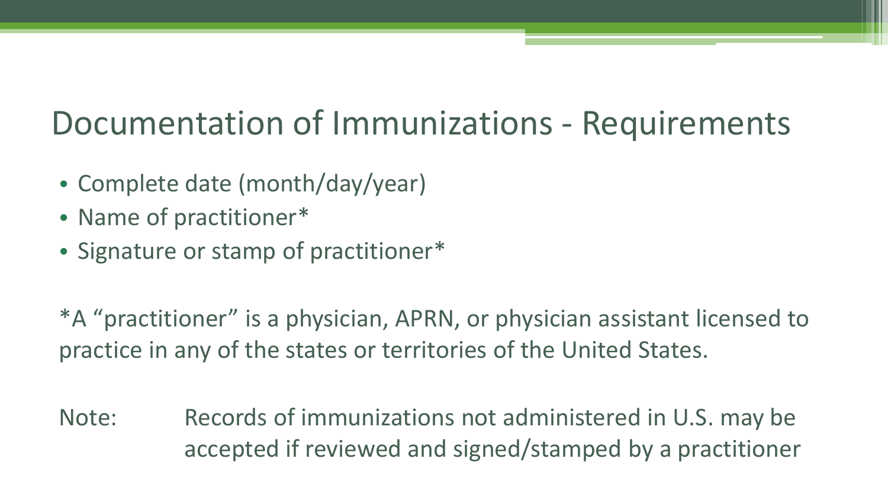# Documentation of Immunizations - Requirements

- Complete date (month/day/year)
- Name of practitioner*
- Signature or stamp of practitioner*

*A "practitioner" is a physician, APRN, or physician assistant licensed to practice in any of the states or territories of the United States.

Note: Records of immunizations not administered in U.S. may be accepted if reviewed and signed/stamped by a practitioner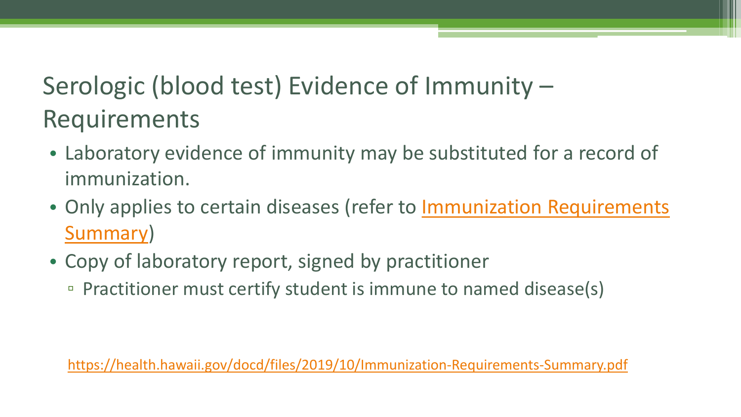# Serologic (blood test) Evidence of Immunity – Requirements

- Laboratory evidence of immunity may be substituted for a record of immunization.
- Only applies to certain diseases (refer to Immunization Requirements Summary)
- Copy of laboratory report, signed by practitioner
  - Practitioner must certify student is immune to named disease(s)

https://health.hawaii.gov/docd/files/2019/10/Immunization-Requirements-Summary.pdf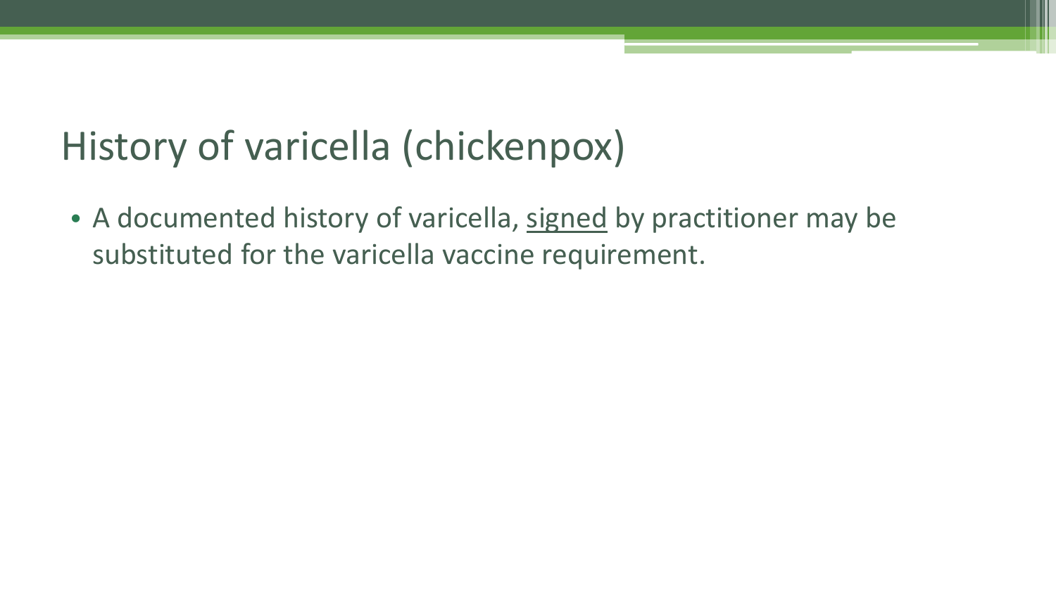# History of varicella (chickenpox)

- A documented history of varicella, <u>signed</u> by practitioner may be substituted for the varicella vaccine requirement.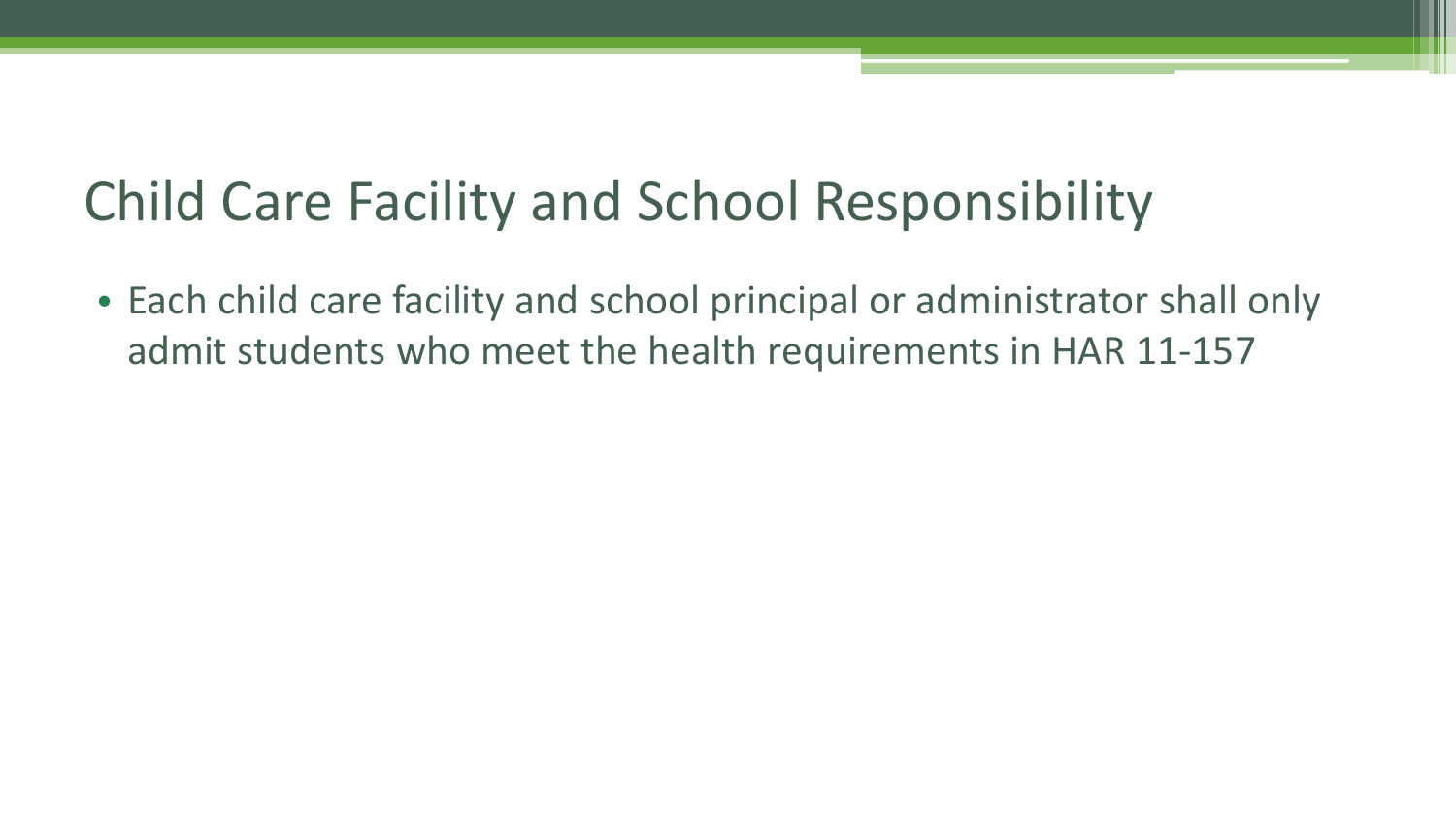# Child Care Facility and School Responsibility

- Each child care facility and school principal or administrator shall only admit students who meet the health requirements in HAR 11-157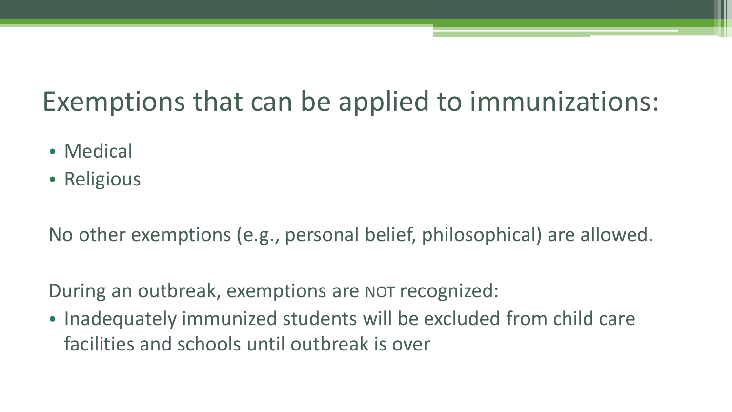# Exemptions that can be applied to immunizations:

- Medical
- Religious

No other exemptions (e.g., personal belief, philosophical) are allowed.

During an outbreak, exemptions are NOT recognized:

- Inadequately immunized students will be excluded from child care facilities and schools until outbreak is over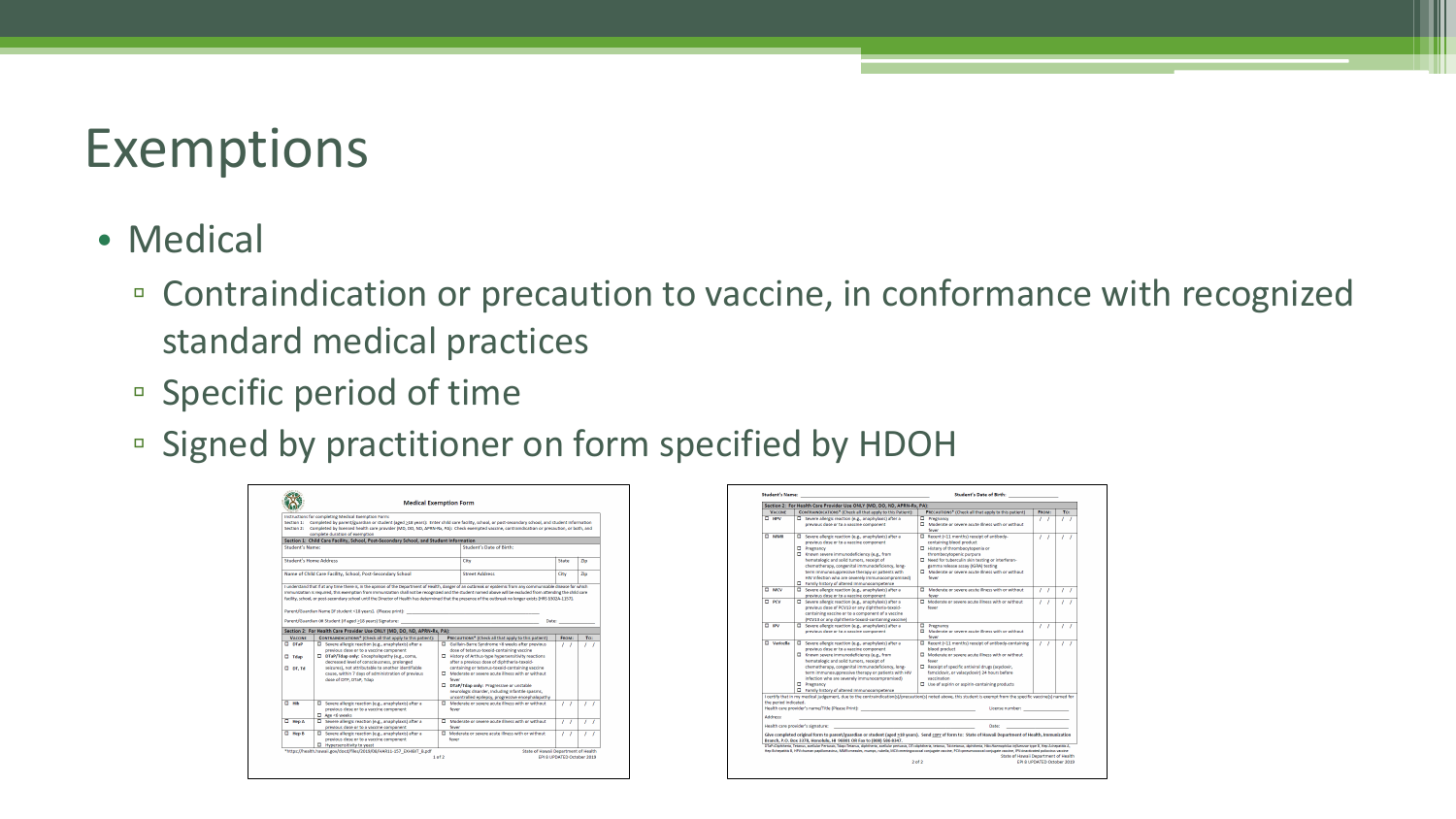# Exemptions

- Medical
  - Contraindication or precaution to vaccine, in conformance with recognized standard medical practices
  - Specific period of time
  - Signed by practitioner on form specified by HDOH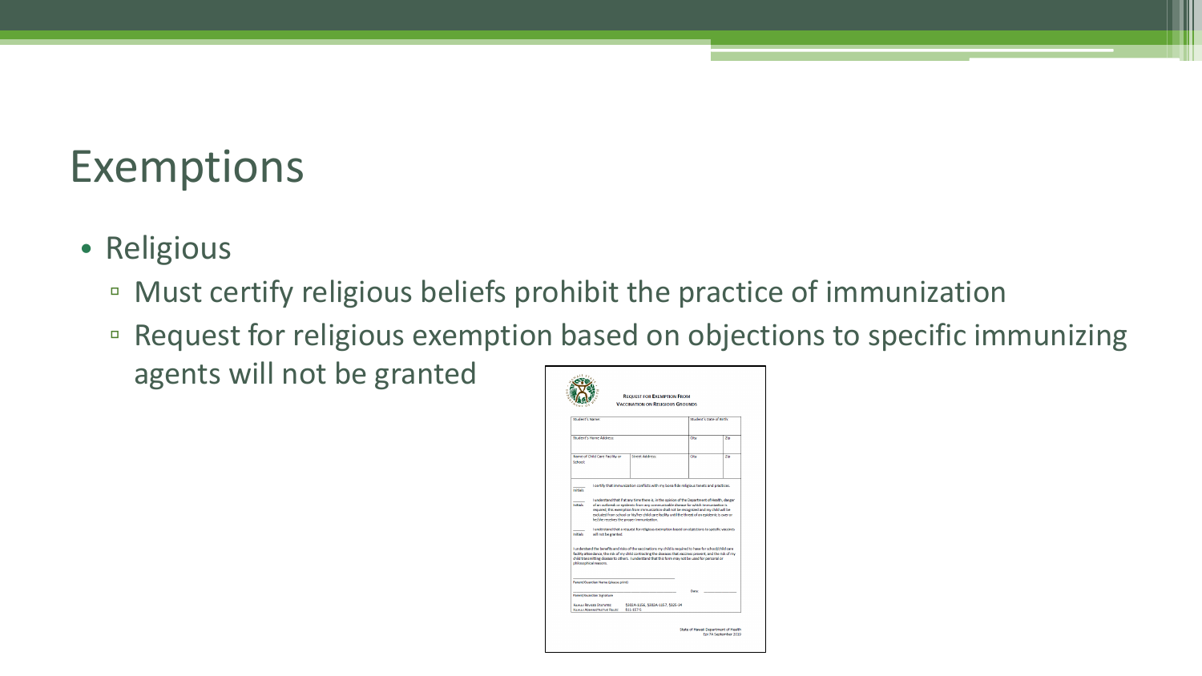# Exemptions

- Religious
  - Must certify religious beliefs prohibit the practice of immunization
  - Request for religious exemption based on objections to specific immunizing agents will not be granted

**REQUEST FOR EXEMPTION FROM VACCINATION ON RELIGIOUS GROUNDS**

| Student's Name: | | Student's Date of Birth: | |
|---|---|---|---|
| Student's Home Address | | City | Zip |
| Name of Child Care Facility or School: | Street Address | City | Zip |

_____ Initials: I certify that immunization conflicts with my bona fide religious tenets and practices.

_____ Initials: I understand that if at any time there is, in the opinion of the Department of Health, danger of an outbreak or epidemic from any communicable disease for which immunization is required, this exemption from immunization shall not be recognized and my child will be excluded from school or his/her child care facility until the threat of an epidemic is over or he/she receives the proper immunization.

_____ Initials: I understand that a request for religious exemption based on objections to specific vaccines will not be granted.

I understand the benefits and risks of the vaccinations my child is required to have for school/child care facility attendance, the risk of my child contracting the diseases that vaccines prevent, and the risk of my child transmitting disease to others. I understand that this form may not be used for personal or philosophical reasons.

Parent/Guardian Name (please print)

Parent/Guardian Signature Date:

Hawaii Revised Statutes: §302A-1156, §302A-1157, §325-34
Hawaii Administrative Rules: §11-157-5

State of Hawaii Department of Health
Epi 74 September 2010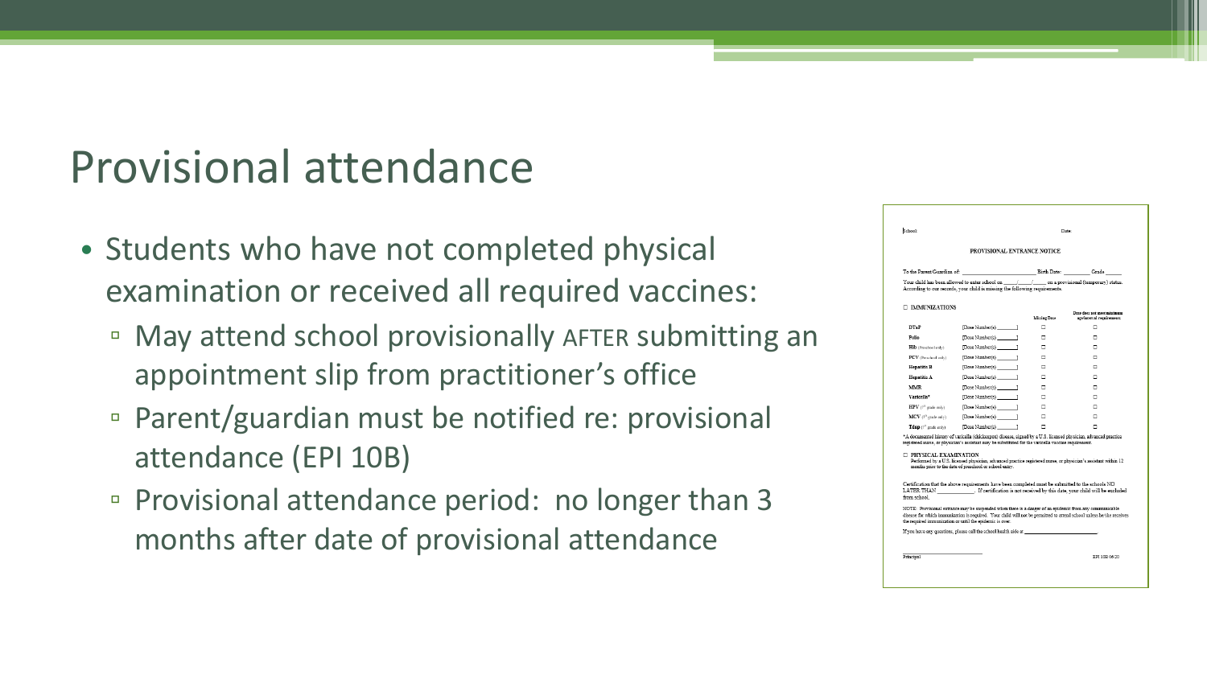# Provisional attendance

- Students who have not completed physical examination or received all required vaccines:
  - May attend school provisionally AFTER submitting an appointment slip from practitioner's office
  - Parent/guardian must be notified re: provisional attendance (EPI 10B)
  - Provisional attendance period: no longer than 3 months after date of provisional attendance

School: Date:

**PROVISIONAL ENTRANCE NOTICE**

To the Parent/Guardian of: ________________ Birth Date: ________ Grade _____

Your child has been allowed to enter school on ____/____/____ on a provisional (temporary) status. According to our records, your child is missing the following requirements.

☐ **IMMUNIZATIONS**

| | | Missing Dose | Dose does not meet minimum age/interval requirement |
|---|---|---|---|
| **DTaP** | [Dose Number(s) ______] | ☐ | ☐ |
| **Polio** | [Dose Number(s) ______] | ☐ | ☐ |
| **Hib** (Preschool only) | [Dose Number(s) ______] | ☐ | ☐ |
| **PCV** (Preschool only) | [Dose Number(s) ______] | ☐ | ☐ |
| **Hepatitis B** | [Dose Number(s) ______] | ☐ | ☐ |
| **Hepatitis A** | [Dose Number(s) ______] | ☐ | ☐ |
| **MMR** | [Dose Number(s) ______] | ☐ | ☐ |
| **Varicella*** | [Dose Number(s) ______] | ☐ | ☐ |
| **HPV** (7th grade only) | [Dose Number(s) ______] | ☐ | ☐ |
| **MCV** (7th grade only) | [Dose Number(s) ______] | ☐ | ☐ |
| **Tdap** (7th grade only) | [Dose Number(s) ______] | ☐ | ☐ |

*A documented history of varicella (chickenpox) disease, signed by a U.S. licensed physician, advanced practice registered nurse, or physician's assistant may be substituted for the varicella vaccine requirement.

☐ **PHYSICAL EXAMINATION**
Performed by a U.S. licensed physician, advanced practice registered nurse, or physician's assistant within 12 months prior to the date of preschool or school entry.

Certification that the above requirements have been completed must be submitted to the school NO LATER THAN ____________. If certification is not received by this date, your child will be excluded from school.

NOTE: Provisional entrance may be suspended when there is a danger of an epidemic from any communicable disease for which immunization is required. Your child will not be permitted to attend school unless he/she receives the required immunization or until the epidemic is over.

If you have any questions, please call the school health aide at ____________________

______________________
Principal

EPI 10B 06/20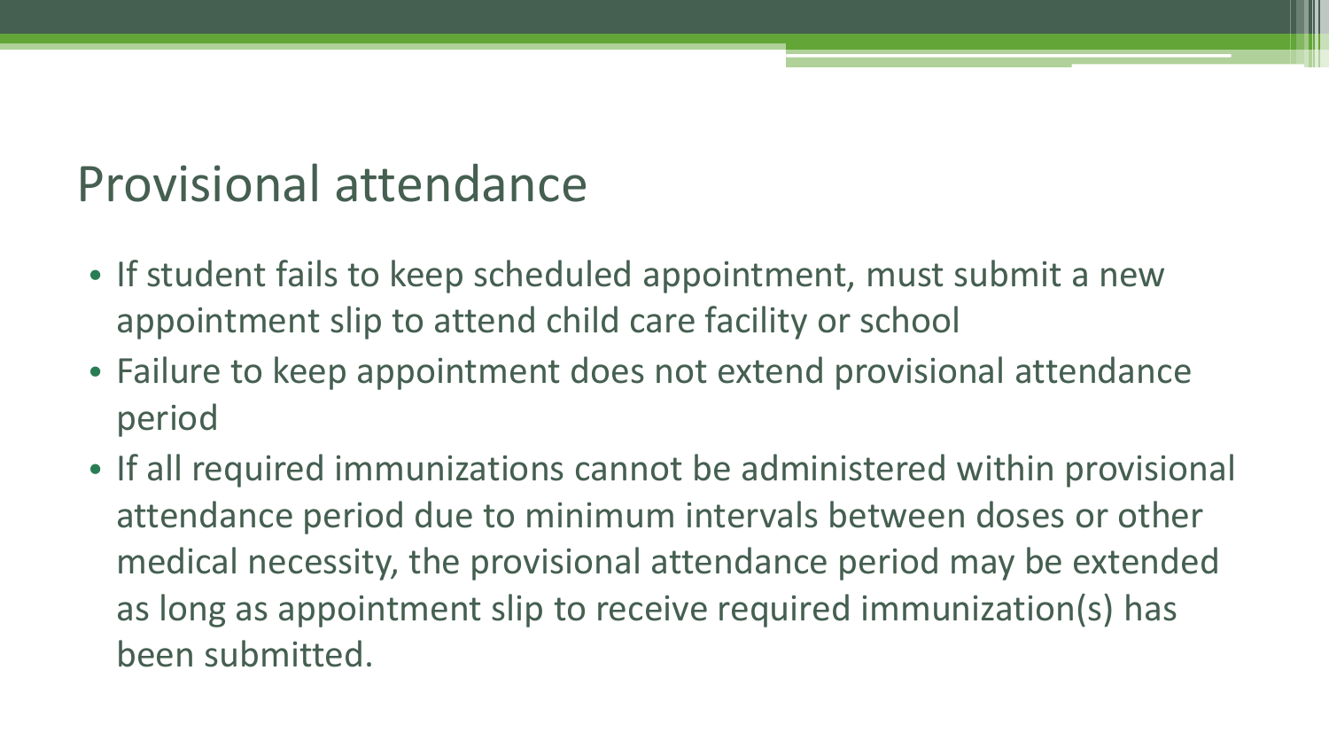# Provisional attendance

- If student fails to keep scheduled appointment, must submit a new appointment slip to attend child care facility or school
- Failure to keep appointment does not extend provisional attendance period
- If all required immunizations cannot be administered within provisional attendance period due to minimum intervals between doses or other medical necessity, the provisional attendance period may be extended as long as appointment slip to receive required immunization(s) has been submitted.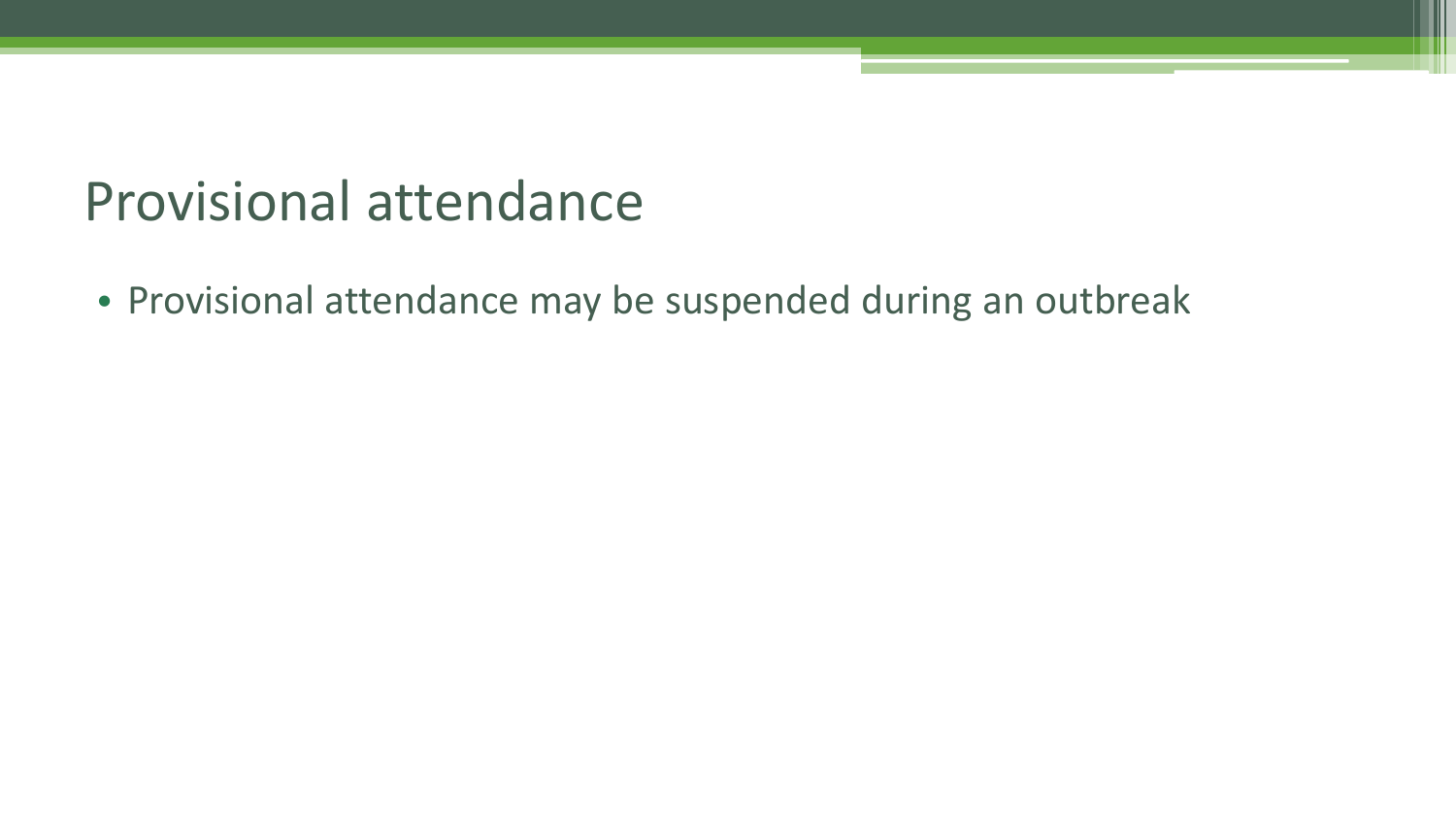# Provisional attendance

- Provisional attendance may be suspended during an outbreak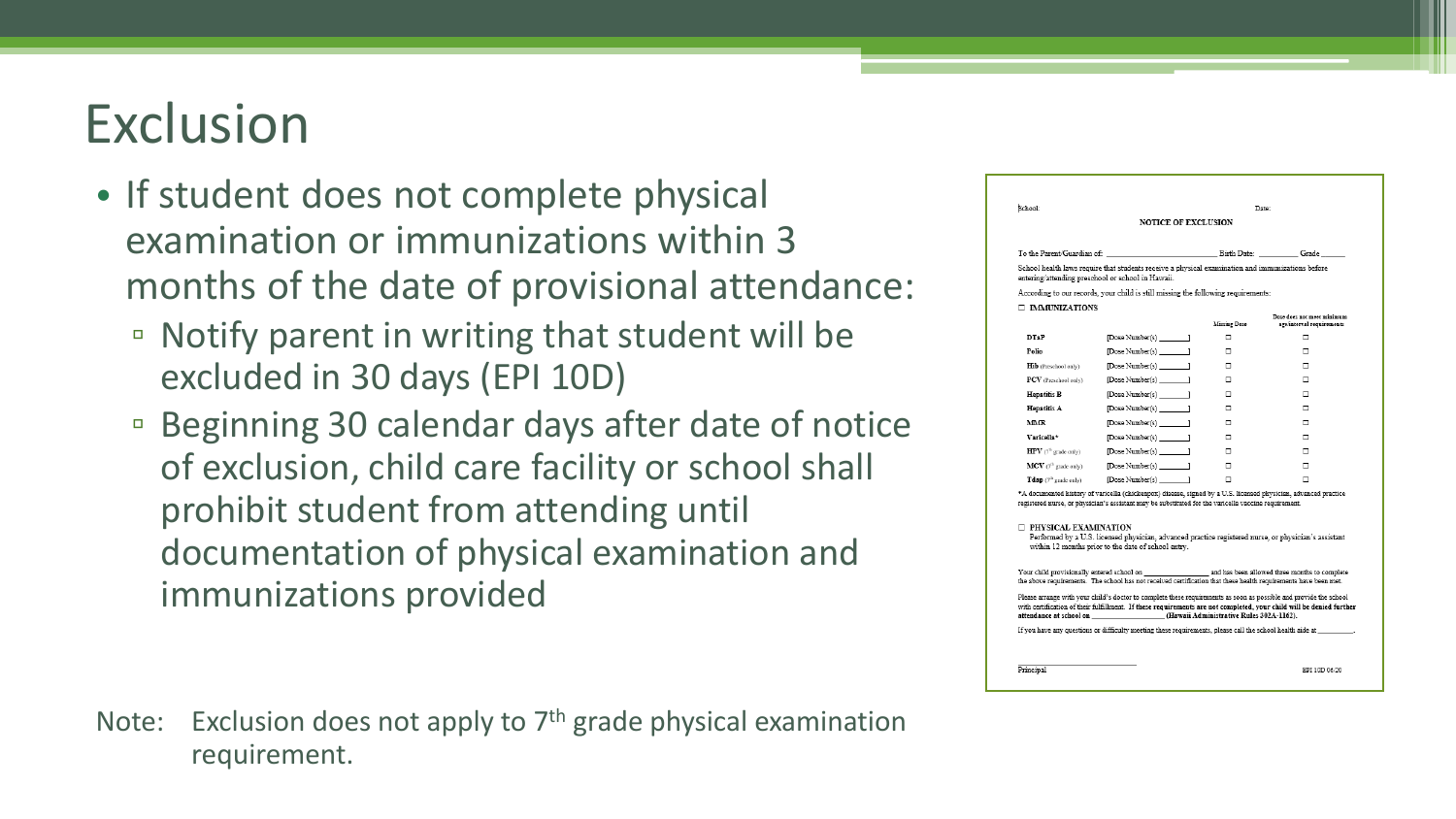# Exclusion

- If student does not complete physical examination or immunizations within 3 months of the date of provisional attendance:
  - Notify parent in writing that student will be excluded in 30 days (EPI 10D)
  - Beginning 30 calendar days after date of notice of exclusion, child care facility or school shall prohibit student from attending until documentation of physical examination and immunizations provided

School: Date:

**NOTICE OF EXCLUSION**

To the Parent/Guardian of: _______________ Birth Date: _________ Grade ______

School health laws require that students receive a physical examination and immunizations before entering/attending preschool or school in Hawaii.

According to our records, your child is still missing the following requirements:

☐ **IMMUNIZATIONS**

| | | Missing Dose | Dose does not meet minimum age/interval requirements |
|---|---|---|---|
| **DTaP** | [Dose Number(s) _______] | ☐ | ☐ |
| **Polio** | [Dose Number(s) _______] | ☐ | ☐ |
| **Hib** (Preschool only) | [Dose Number(s) _______] | ☐ | ☐ |
| **PCV** (Preschool only) | [Dose Number(s) _______] | ☐ | ☐ |
| **Hepatitis B** | [Dose Number(s) _______] | ☐ | ☐ |
| **Hepatitis A** | [Dose Number(s) _______] | ☐ | ☐ |
| **MMR** | [Dose Number(s) _______] | ☐ | ☐ |
| **Varicella*** | [Dose Number(s) _______] | ☐ | ☐ |
| **HPV** (7th grade only) | [Dose Number(s) _______] | ☐ | ☐ |
| **MCV** (7th grade only) | [Dose Number(s) _______] | ☐ | ☐ |
| **Tdap** (7th grade only) | [Dose Number(s) _______] | ☐ | ☐ |

*A documented history of varicella (chickenpox) disease, signed by a U.S. licensed physician, advanced practice registered nurse, or physician's assistant may be substituted for the varicella vaccine requirement.

☐ **PHYSICAL EXAMINATION**
Performed by a U.S. licensed physician, advanced practice registered nurse, or physician's assistant within 12 months prior to the date of school entry.

Your child provisionally entered school on _______________ and has been allowed three months to complete the above requirements. The school has not received certification that these health requirements have been met.

Please arrange with your child's doctor to complete these requirements as soon as possible and provide the school with certification of their fulfillment. **If these requirements are not completed, your child will be denied further attendance at school on _______________ (Hawaii Administrative Rules 302A-1162).**

If you have any questions or difficulty meeting these requirements, please call the school health aide at _________.

_______________________
Principal

EPI 10D 06/20

Note: Exclusion does not apply to 7th grade physical examination requirement.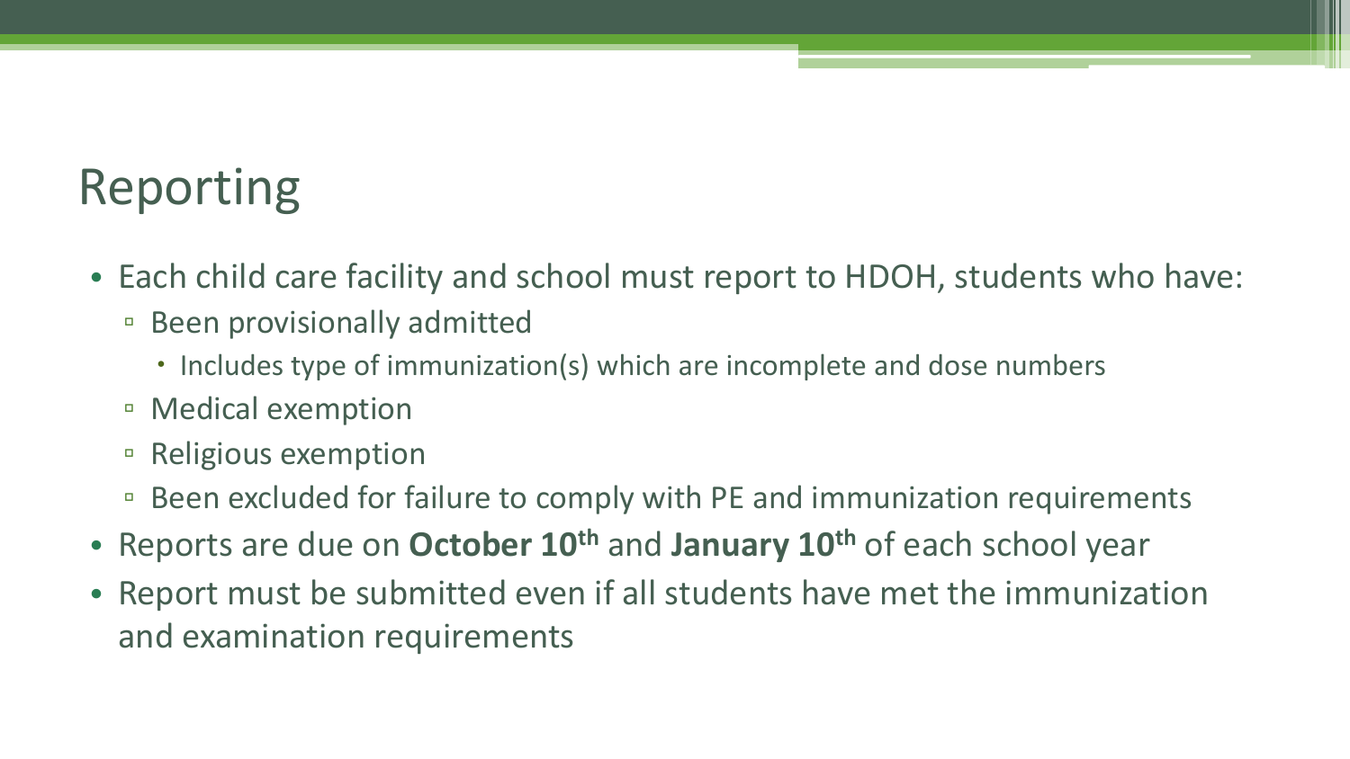# Reporting

- Each child care facility and school must report to HDOH, students who have:
  - Been provisionally admitted
    - Includes type of immunization(s) which are incomplete and dose numbers
  - Medical exemption
  - Religious exemption
  - Been excluded for failure to comply with PE and immunization requirements
- Reports are due on **October 10th** and **January 10th** of each school year
- Report must be submitted even if all students have met the immunization and examination requirements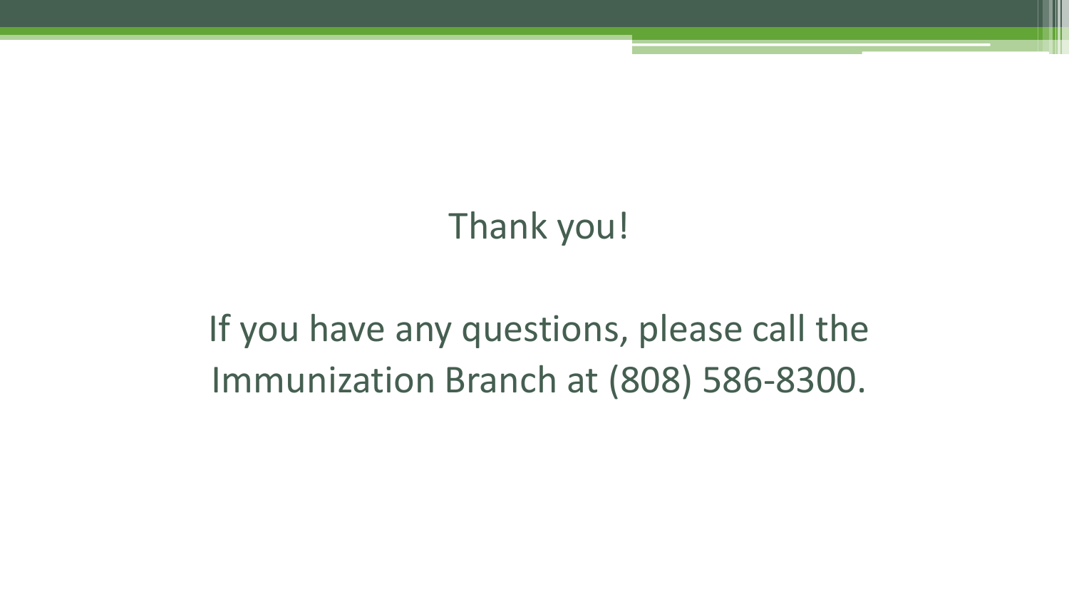Thank you!

If you have any questions, please call the Immunization Branch at (808) 586-8300.